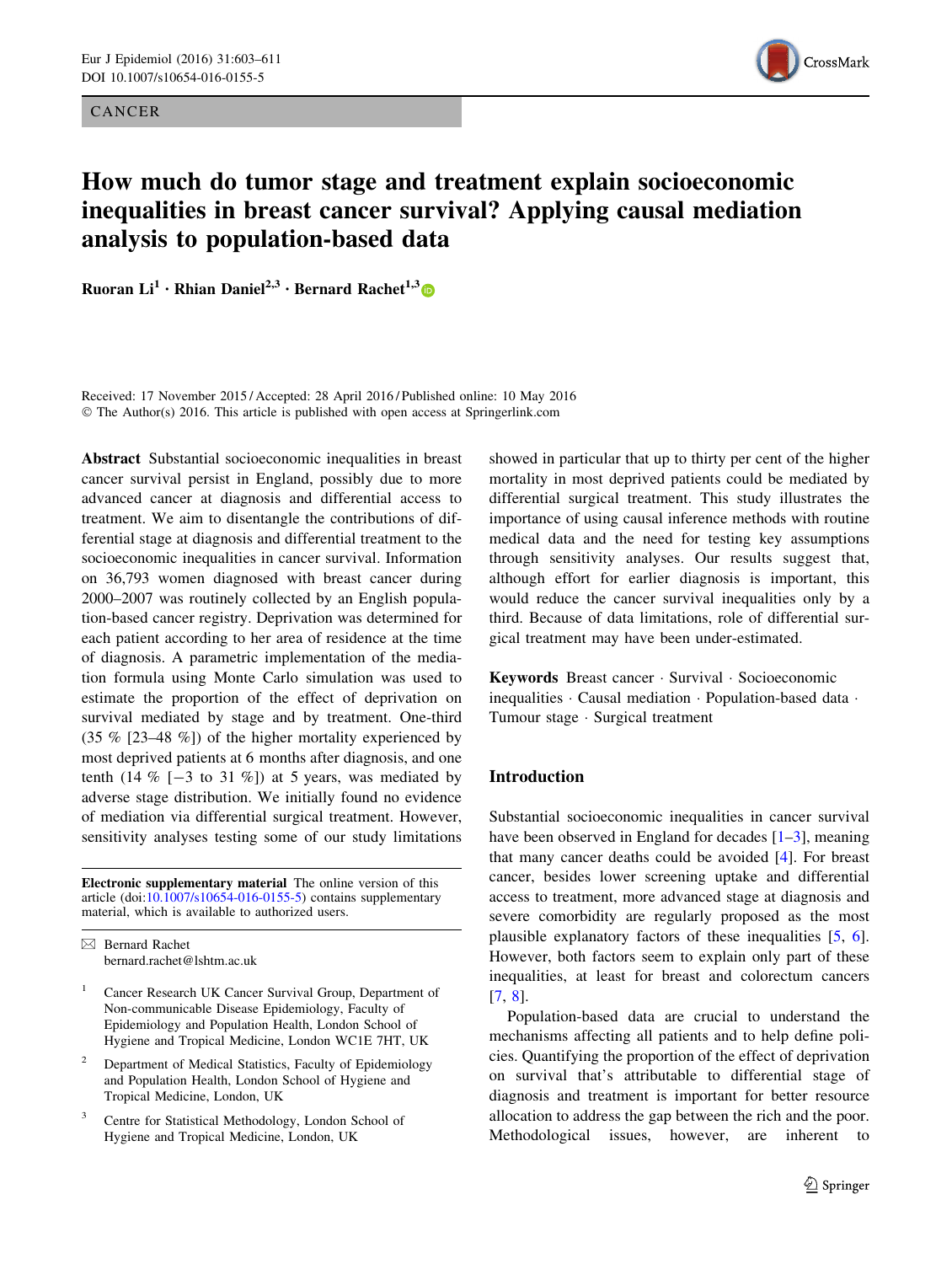CANCER

# How much do tumor stage and treatment explain socioeconomic inequalities in breast cancer survival? Applying causal mediation analysis to population-based data

**Ruoran Li**[1] · **Rhian Daniel**[2,3] · **Bernard Rachet**[1,3]

Received: 17 November 2015 / Accepted: 28 April 2016 / Published online: 10 May 2016
© The Author(s) 2016. This article is published with open access at Springerlink.com

**Abstract** Substantial socioeconomic inequalities in breast cancer survival persist in England, possibly due to more advanced cancer at diagnosis and differential access to treatment. We aim to disentangle the contributions of differential stage at diagnosis and differential treatment to the socioeconomic inequalities in cancer survival. Information on 36,793 women diagnosed with breast cancer during 2000–2007 was routinely collected by an English population-based cancer registry. Deprivation was determined for each patient according to her area of residence at the time of diagnosis. A parametric implementation of the mediation formula using Monte Carlo simulation was used to estimate the proportion of the effect of deprivation on survival mediated by stage and by treatment. One-third (35 % [23–48 %]) of the higher mortality experienced by most deprived patients at 6 months after diagnosis, and one tenth (14 % [−3 to 31 %]) at 5 years, was mediated by adverse stage distribution. We initially found no evidence of mediation via differential surgical treatment. However, sensitivity analyses testing some of our study limitations showed in particular that up to thirty per cent of the higher mortality in most deprived patients could be mediated by differential surgical treatment. This study illustrates the importance of using causal inference methods with routine medical data and the need for testing key assumptions through sensitivity analyses. Our results suggest that, although effort for earlier diagnosis is important, this would reduce the cancer survival inequalities only by a third. Because of data limitations, role of differential surgical treatment may have been under-estimated.

**Keywords** Breast cancer · Survival · Socioeconomic inequalities · Causal mediation · Population-based data · Tumour stage · Surgical treatment

**Electronic supplementary material** The online version of this article (doi:10.1007/s10654-016-0155-5) contains supplementary material, which is available to authorized users.

✉ Bernard Rachet
bernard.rachet@lshtm.ac.uk

[1] Cancer Research UK Cancer Survival Group, Department of Non-communicable Disease Epidemiology, Faculty of Epidemiology and Population Health, London School of Hygiene and Tropical Medicine, London WC1E 7HT, UK

[2] Department of Medical Statistics, Faculty of Epidemiology and Population Health, London School of Hygiene and Tropical Medicine, London, UK

[3] Centre for Statistical Methodology, London School of Hygiene and Tropical Medicine, London, UK

## Introduction

Substantial socioeconomic inequalities in cancer survival have been observed in England for decades [1–3], meaning that many cancer deaths could be avoided [4]. For breast cancer, besides lower screening uptake and differential access to treatment, more advanced stage at diagnosis and severe comorbidity are regularly proposed as the most plausible explanatory factors of these inequalities [5, 6]. However, both factors seem to explain only part of these inequalities, at least for breast and colorectum cancers [7, 8].

Population-based data are crucial to understand the mechanisms affecting all patients and to help define policies. Quantifying the proportion of the effect of deprivation on survival that's attributable to differential stage of diagnosis and treatment is important for better resource allocation to address the gap between the rich and the poor. Methodological issues, however, are inherent to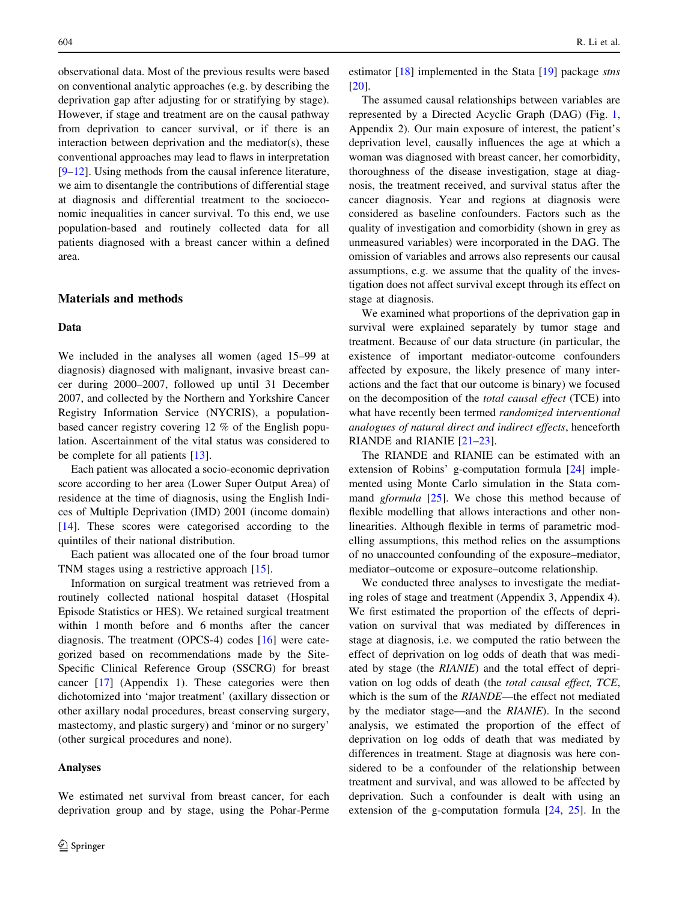observational data. Most of the previous results were based on conventional analytic approaches (e.g. by describing the deprivation gap after adjusting for or stratifying by stage). However, if stage and treatment are on the causal pathway from deprivation to cancer survival, or if there is an interaction between deprivation and the mediator(s), these conventional approaches may lead to flaws in interpretation [9–12]. Using methods from the causal inference literature, we aim to disentangle the contributions of differential stage at diagnosis and differential treatment to the socioeconomic inequalities in cancer survival. To this end, we use population-based and routinely collected data for all patients diagnosed with a breast cancer within a defined area.

## Materials and methods

### Data

We included in the analyses all women (aged 15–99 at diagnosis) diagnosed with malignant, invasive breast cancer during 2000–2007, followed up until 31 December 2007, and collected by the Northern and Yorkshire Cancer Registry Information Service (NYCRIS), a population-based cancer registry covering 12 % of the English population. Ascertainment of the vital status was considered to be complete for all patients [13].

Each patient was allocated a socio-economic deprivation score according to her area (Lower Super Output Area) of residence at the time of diagnosis, using the English Indices of Multiple Deprivation (IMD) 2001 (income domain) [14]. These scores were categorised according to the quintiles of their national distribution.

Each patient was allocated one of the four broad tumor TNM stages using a restrictive approach [15].

Information on surgical treatment was retrieved from a routinely collected national hospital dataset (Hospital Episode Statistics or HES). We retained surgical treatment within 1 month before and 6 months after the cancer diagnosis. The treatment (OPCS-4) codes [16] were categorized based on recommendations made by the Site-Specific Clinical Reference Group (SSCRG) for breast cancer [17] (Appendix 1). These categories were then dichotomized into 'major treatment' (axillary dissection or other axillary nodal procedures, breast conserving surgery, mastectomy, and plastic surgery) and 'minor or no surgery' (other surgical procedures and none).

### Analyses

We estimated net survival from breast cancer, for each deprivation group and by stage, using the Pohar-Perme estimator [18] implemented in the Stata [19] package *stns* [20].

The assumed causal relationships between variables are represented by a Directed Acyclic Graph (DAG) (Fig. 1, Appendix 2). Our main exposure of interest, the patient's deprivation level, causally influences the age at which a woman was diagnosed with breast cancer, her comorbidity, thoroughness of the disease investigation, stage at diagnosis, the treatment received, and survival status after the cancer diagnosis. Year and regions at diagnosis were considered as baseline confounders. Factors such as the quality of investigation and comorbidity (shown in grey as unmeasured variables) were incorporated in the DAG. The omission of variables and arrows also represents our causal assumptions, e.g. we assume that the quality of the investigation does not affect survival except through its effect on stage at diagnosis.

We examined what proportions of the deprivation gap in survival were explained separately by tumor stage and treatment. Because of our data structure (in particular, the existence of important mediator-outcome confounders affected by exposure, the likely presence of many interactions and the fact that our outcome is binary) we focused on the decomposition of the *total causal effect* (TCE) into what have recently been termed *randomized interventional analogues of natural direct and indirect effects*, henceforth RIANDE and RIANIE [21–23].

The RIANDE and RIANIE can be estimated with an extension of Robins' g-computation formula [24] implemented using Monte Carlo simulation in the Stata command *gformula* [25]. We chose this method because of flexible modelling that allows interactions and other non-linearities. Although flexible in terms of parametric modelling assumptions, this method relies on the assumptions of no unaccounted confounding of the exposure–mediator, mediator–outcome or exposure–outcome relationship.

We conducted three analyses to investigate the mediating roles of stage and treatment (Appendix 3, Appendix 4). We first estimated the proportion of the effects of deprivation on survival that was mediated by differences in stage at diagnosis, i.e. we computed the ratio between the effect of deprivation on log odds of death that was mediated by stage (the *RIANIE*) and the total effect of deprivation on log odds of death (the *total causal effect, TCE*, which is the sum of the *RIANDE*—the effect not mediated by the mediator stage—and the *RIANIE*). In the second analysis, we estimated the proportion of the effect of deprivation on log odds of death that was mediated by differences in treatment. Stage at diagnosis was here considered to be a confounder of the relationship between treatment and survival, and was allowed to be affected by deprivation. Such a confounder is dealt with using an extension of the g-computation formula [24, 25]. In the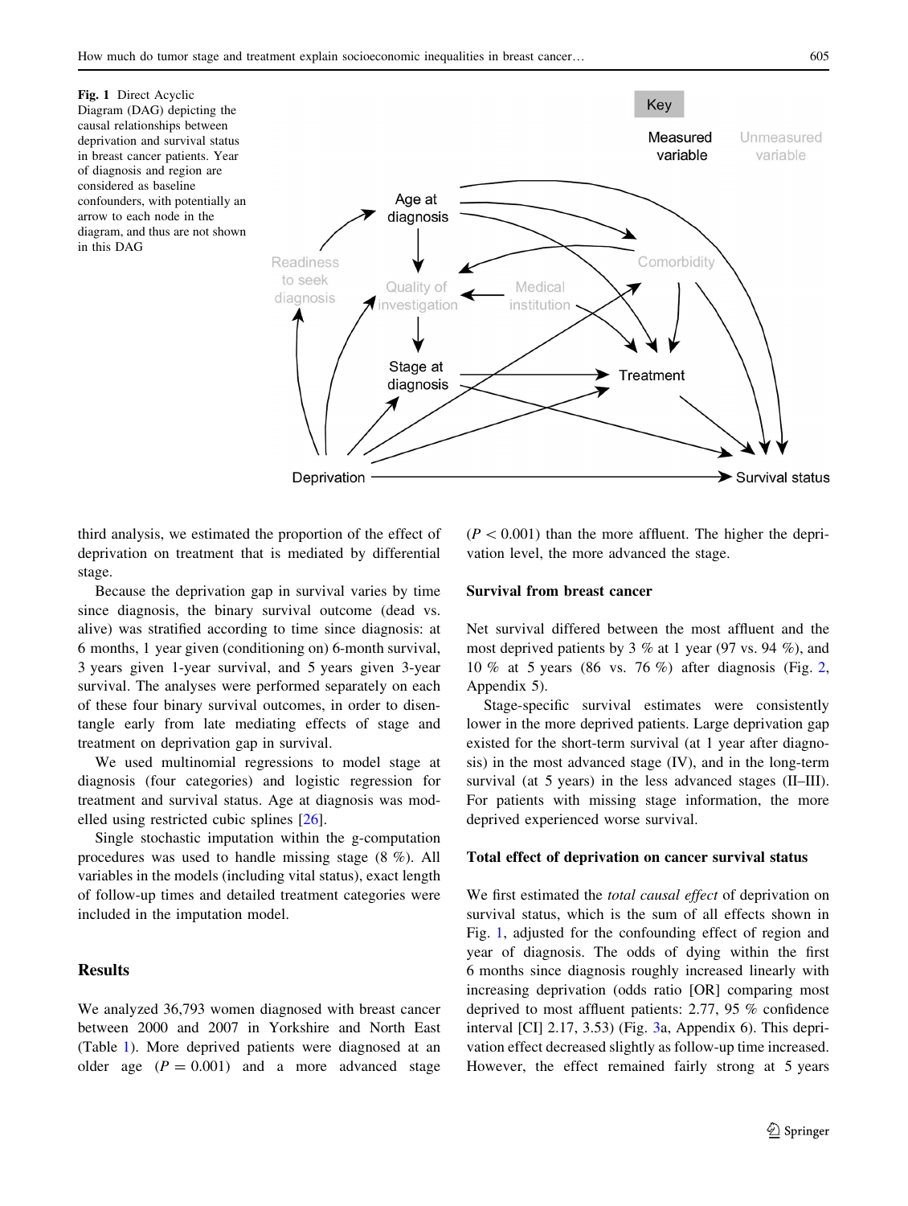Fig. 1 Direct Acyclic Diagram (DAG) depicting the causal relationships between deprivation and survival status in breast cancer patients. Year of diagnosis and region are considered as baseline confounders, with potentially an arrow to each node in the diagram, and thus are not shown in this DAG

third analysis, we estimated the proportion of the effect of deprivation on treatment that is mediated by differential stage.

Because the deprivation gap in survival varies by time since diagnosis, the binary survival outcome (dead vs. alive) was stratified according to time since diagnosis: at 6 months, 1 year given (conditioning on) 6-month survival, 3 years given 1-year survival, and 5 years given 3-year survival. The analyses were performed separately on each of these four binary survival outcomes, in order to disentangle early from late mediating effects of stage and treatment on deprivation gap in survival.

We used multinomial regressions to model stage at diagnosis (four categories) and logistic regression for treatment and survival status. Age at diagnosis was modelled using restricted cubic splines [26].

Single stochastic imputation within the g-computation procedures was used to handle missing stage (8 %). All variables in the models (including vital status), exact length of follow-up times and detailed treatment categories were included in the imputation model.

## Results

We analyzed 36,793 women diagnosed with breast cancer between 2000 and 2007 in Yorkshire and North East (Table 1). More deprived patients were diagnosed at an older age ($P = 0.001$) and a more advanced stage ($P < 0.001$) than the more affluent. The higher the deprivation level, the more advanced the stage.

### Survival from breast cancer

Net survival differed between the most affluent and the most deprived patients by 3 % at 1 year (97 vs. 94 %), and 10 % at 5 years (86 vs. 76 %) after diagnosis (Fig. 2, Appendix 5).

Stage-specific survival estimates were consistently lower in the more deprived patients. Large deprivation gap existed for the short-term survival (at 1 year after diagnosis) in the most advanced stage (IV), and in the long-term survival (at 5 years) in the less advanced stages (II–III). For patients with missing stage information, the more deprived experienced worse survival.

### Total effect of deprivation on cancer survival status

We first estimated the *total causal effect* of deprivation on survival status, which is the sum of all effects shown in Fig. 1, adjusted for the confounding effect of region and year of diagnosis. The odds of dying within the first 6 months since diagnosis roughly increased linearly with increasing deprivation (odds ratio [OR] comparing most deprived to most affluent patients: 2.77, 95 % confidence interval [CI] 2.17, 3.53) (Fig. 3a, Appendix 6). This deprivation effect decreased slightly as follow-up time increased. However, the effect remained fairly strong at 5 years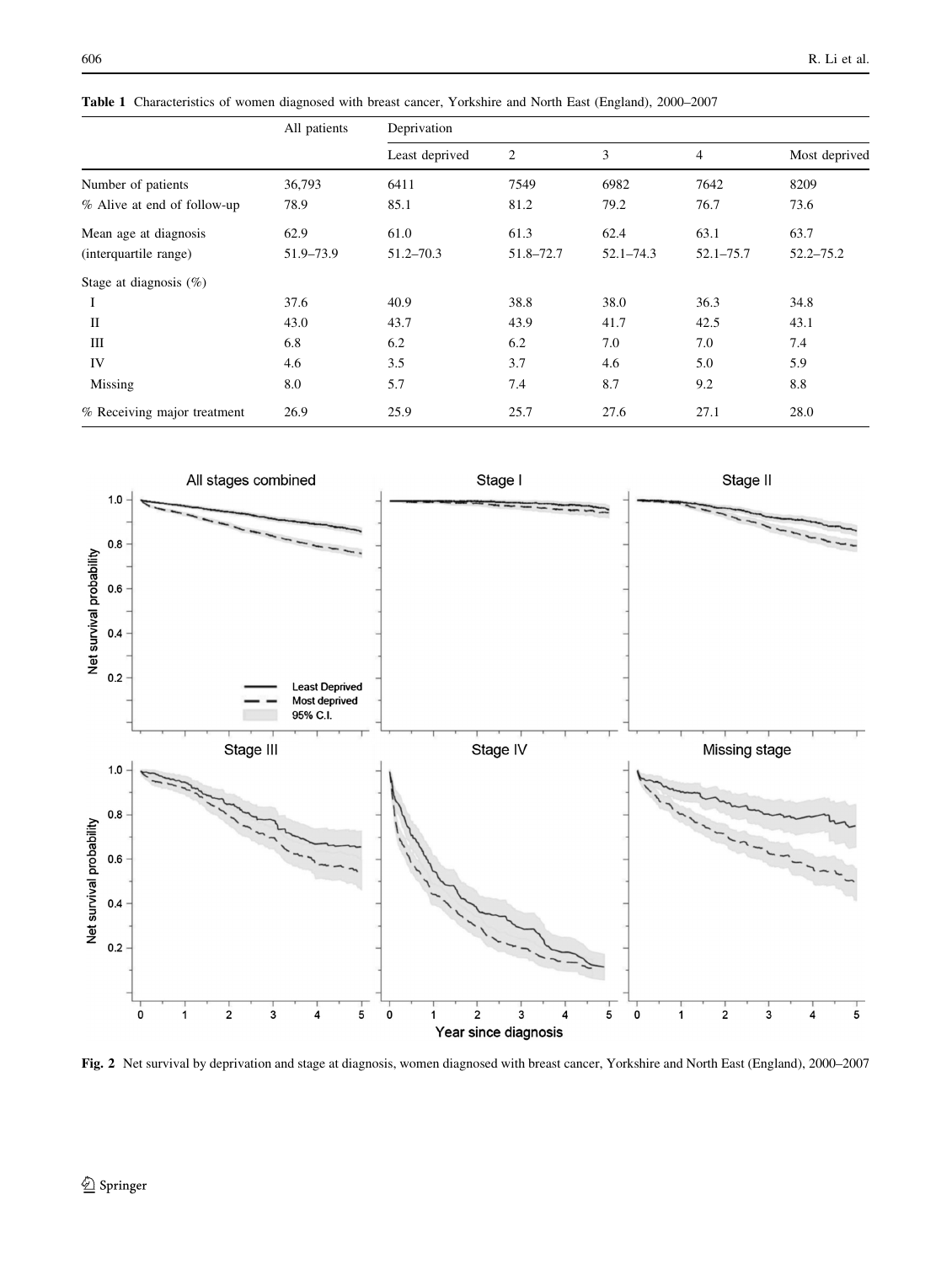**Table 1** Characteristics of women diagnosed with breast cancer, Yorkshire and North East (England), 2000–2007

| | All patients | Deprivation | | | | |
|---|---|---|---|---|---|---|
| | | Least deprived | 2 | 3 | 4 | Most deprived |
| Number of patients | 36,793 | 6411 | 7549 | 6982 | 7642 | 8209 |
| % Alive at end of follow-up | 78.9 | 85.1 | 81.2 | 79.2 | 76.7 | 73.6 |
| Mean age at diagnosis | 62.9 | 61.0 | 61.3 | 62.4 | 63.1 | 63.7 |
| (interquartile range) | 51.9–73.9 | 51.2–70.3 | 51.8–72.7 | 52.1–74.3 | 52.1–75.7 | 52.2–75.2 |
| Stage at diagnosis (%) | | | | | | |
| I | 37.6 | 40.9 | 38.8 | 38.0 | 36.3 | 34.8 |
| II | 43.0 | 43.7 | 43.9 | 41.7 | 42.5 | 43.1 |
| III | 6.8 | 6.2 | 6.2 | 7.0 | 7.0 | 7.4 |
| IV | 4.6 | 3.5 | 3.7 | 4.6 | 5.0 | 5.9 |
| Missing | 8.0 | 5.7 | 7.4 | 8.7 | 9.2 | 8.8 |
| % Receiving major treatment | 26.9 | 25.9 | 25.7 | 27.6 | 27.1 | 28.0 |

**Fig. 2** Net survival by deprivation and stage at diagnosis, women diagnosed with breast cancer, Yorkshire and North East (England), 2000–2007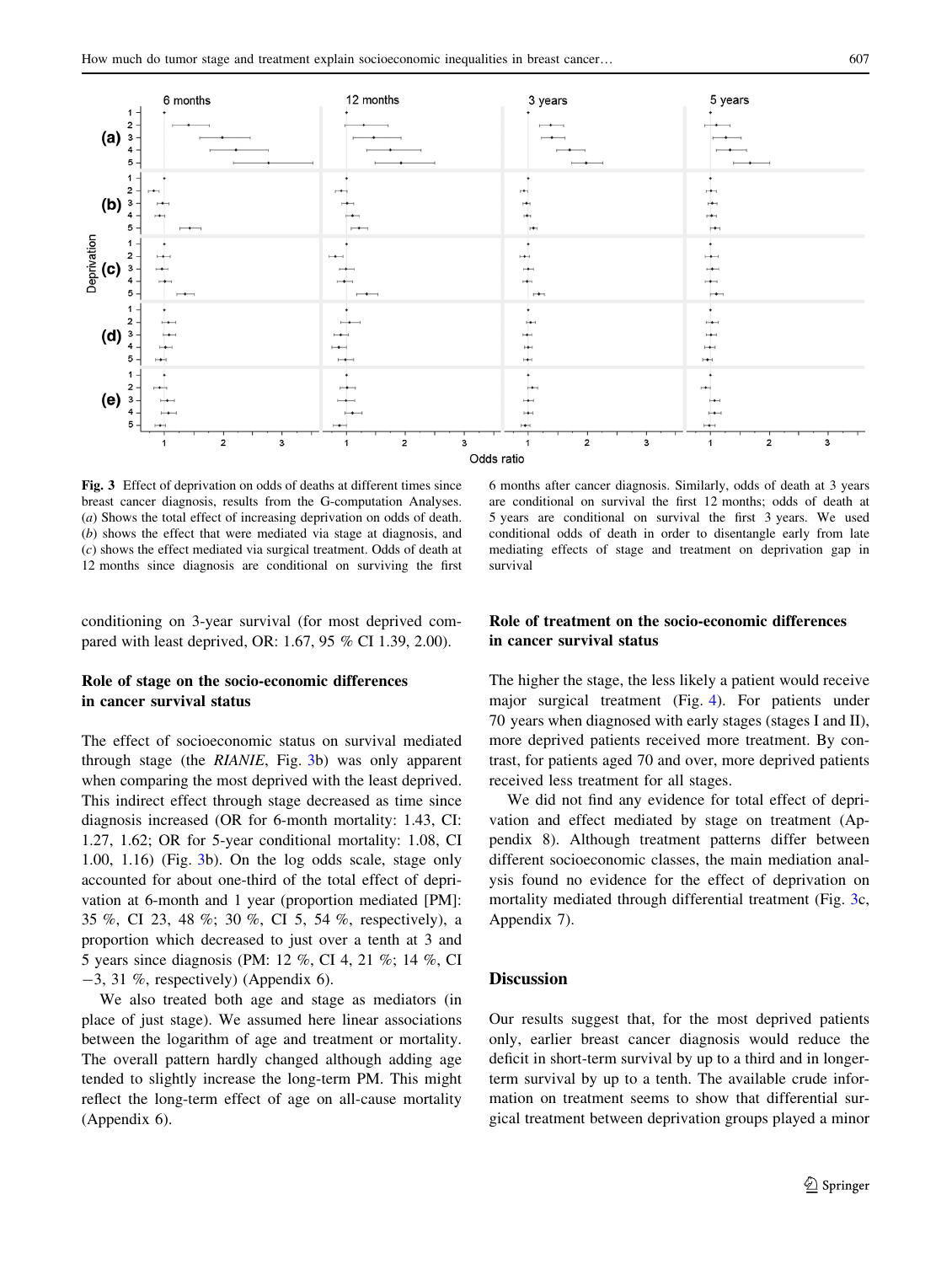Fig. 3 Effect of deprivation on odds of deaths at different times since breast cancer diagnosis, results from the G-computation Analyses. (*a*) Shows the total effect of increasing deprivation on odds of death. (*b*) shows the effect that were mediated via stage at diagnosis, and (*c*) shows the effect mediated via surgical treatment. Odds of death at 12 months since diagnosis are conditional on surviving the first 6 months after cancer diagnosis. Similarly, odds of death at 3 years are conditional on survival the first 12 months; odds of death at 5 years are conditional on survival the first 3 years. We used conditional odds of death in order to disentangle early from late mediating effects of stage and treatment on deprivation gap in survival

conditioning on 3-year survival (for most deprived compared with least deprived, OR: 1.67, 95 % CI 1.39, 2.00).

## Role of stage on the socio-economic differences in cancer survival status

The effect of socioeconomic status on survival mediated through stage (the *RIANIE*, Fig. 3b) was only apparent when comparing the most deprived with the least deprived. This indirect effect through stage decreased as time since diagnosis increased (OR for 6-month mortality: 1.43, CI: 1.27, 1.62; OR for 5-year conditional mortality: 1.08, CI 1.00, 1.16) (Fig. 3b). On the log odds scale, stage only accounted for about one-third of the total effect of deprivation at 6-month and 1 year (proportion mediated [PM]: 35 %, CI 23, 48 %; 30 %, CI 5, 54 %, respectively), a proportion which decreased to just over a tenth at 3 and 5 years since diagnosis (PM: 12 %, CI 4, 21 %; 14 %, CI −3, 31 %, respectively) (Appendix 6).

We also treated both age and stage as mediators (in place of just stage). We assumed here linear associations between the logarithm of age and treatment or mortality. The overall pattern hardly changed although adding age tended to slightly increase the long-term PM. This might reflect the long-term effect of age on all-cause mortality (Appendix 6).

## Role of treatment on the socio-economic differences in cancer survival status

The higher the stage, the less likely a patient would receive major surgical treatment (Fig. 4). For patients under 70 years when diagnosed with early stages (stages I and II), more deprived patients received more treatment. By contrast, for patients aged 70 and over, more deprived patients received less treatment for all stages.

We did not find any evidence for total effect of deprivation and effect mediated by stage on treatment (Appendix 8). Although treatment patterns differ between different socioeconomic classes, the main mediation analysis found no evidence for the effect of deprivation on mortality mediated through differential treatment (Fig. 3c, Appendix 7).

## Discussion

Our results suggest that, for the most deprived patients only, earlier breast cancer diagnosis would reduce the deficit in short-term survival by up to a third and in longer-term survival by up to a tenth. The available crude information on treatment seems to show that differential surgical treatment between deprivation groups played a minor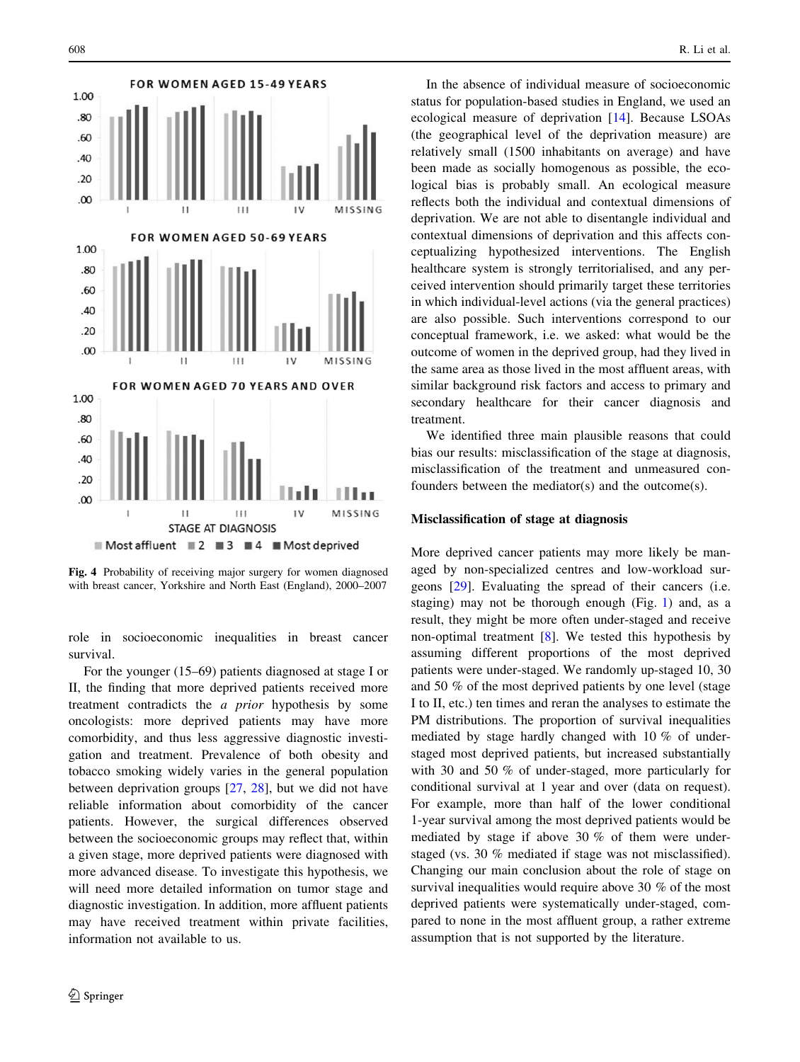**Fig. 4** Probability of receiving major surgery for women diagnosed with breast cancer, Yorkshire and North East (England), 2000–2007

role in socioeconomic inequalities in breast cancer survival.

For the younger (15–69) patients diagnosed at stage I or II, the finding that more deprived patients received more treatment contradicts the *a prior* hypothesis by some oncologists: more deprived patients may have more comorbidity, and thus less aggressive diagnostic investigation and treatment. Prevalence of both obesity and tobacco smoking widely varies in the general population between deprivation groups [27, 28], but we did not have reliable information about comorbidity of the cancer patients. However, the surgical differences observed between the socioeconomic groups may reflect that, within a given stage, more deprived patients were diagnosed with more advanced disease. To investigate this hypothesis, we will need more detailed information on tumor stage and diagnostic investigation. In addition, more affluent patients may have received treatment within private facilities, information not available to us.

In the absence of individual measure of socioeconomic status for population-based studies in England, we used an ecological measure of deprivation [14]. Because LSOAs (the geographical level of the deprivation measure) are relatively small (1500 inhabitants on average) and have been made as socially homogenous as possible, the ecological bias is probably small. An ecological measure reflects both the individual and contextual dimensions of deprivation. We are not able to disentangle individual and contextual dimensions of deprivation and this affects conceptualizing hypothesized interventions. The English healthcare system is strongly territorialised, and any perceived intervention should primarily target these territories in which individual-level actions (via the general practices) are also possible. Such interventions correspond to our conceptual framework, i.e. we asked: what would be the outcome of women in the deprived group, had they lived in the same area as those lived in the most affluent areas, with similar background risk factors and access to primary and secondary healthcare for their cancer diagnosis and treatment.

We identified three main plausible reasons that could bias our results: misclassification of the stage at diagnosis, misclassification of the treatment and unmeasured confounders between the mediator(s) and the outcome(s).

### Misclassification of stage at diagnosis

More deprived cancer patients may more likely be managed by non-specialized centres and low-workload surgeons [29]. Evaluating the spread of their cancers (i.e. staging) may not be thorough enough (Fig. 1) and, as a result, they might be more often under-staged and receive non-optimal treatment [8]. We tested this hypothesis by assuming different proportions of the most deprived patients were under-staged. We randomly up-staged 10, 30 and 50 % of the most deprived patients by one level (stage I to II, etc.) ten times and reran the analyses to estimate the PM distributions. The proportion of survival inequalities mediated by stage hardly changed with 10 % of under-staged most deprived patients, but increased substantially with 30 and 50 % of under-staged, more particularly for conditional survival at 1 year and over (data on request). For example, more than half of the lower conditional 1-year survival among the most deprived patients would be mediated by stage if above 30 % of them were under-staged (vs. 30 % mediated if stage was not misclassified). Changing our main conclusion about the role of stage on survival inequalities would require above 30 % of the most deprived patients were systematically under-staged, compared to none in the most affluent group, a rather extreme assumption that is not supported by the literature.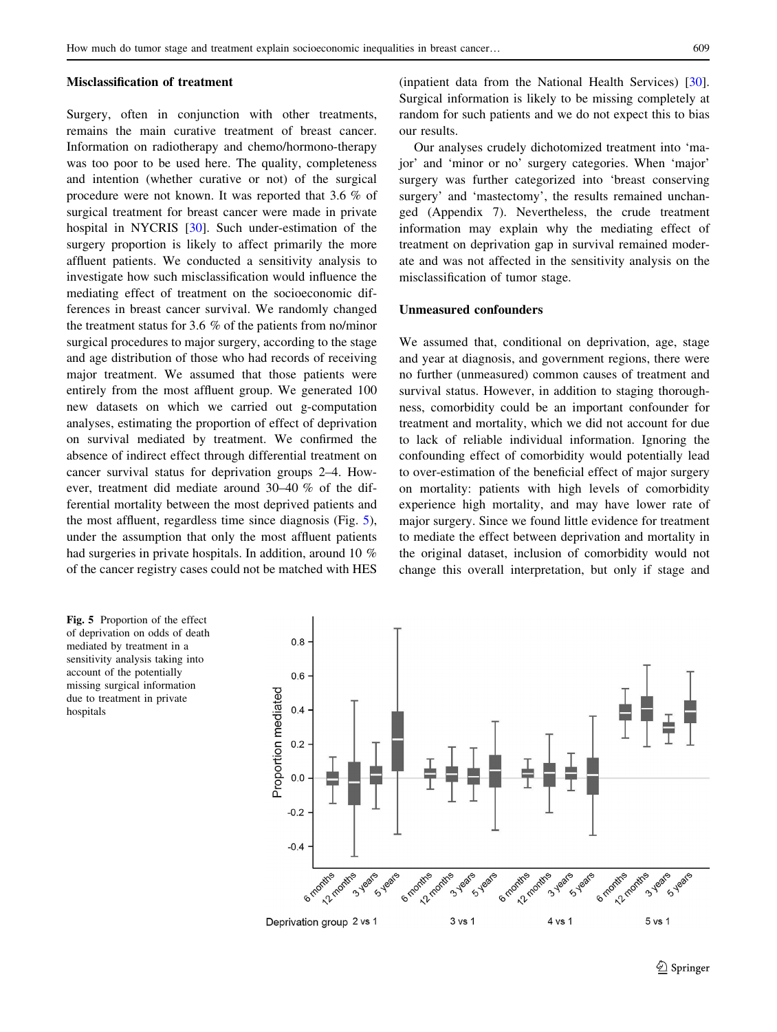### Misclassification of treatment

Surgery, often in conjunction with other treatments, remains the main curative treatment of breast cancer. Information on radiotherapy and chemo/hormono-therapy was too poor to be used here. The quality, completeness and intention (whether curative or not) of the surgical procedure were not known. It was reported that 3.6 % of surgical treatment for breast cancer were made in private hospital in NYCRIS [30]. Such under-estimation of the surgery proportion is likely to affect primarily the more affluent patients. We conducted a sensitivity analysis to investigate how such misclassification would influence the mediating effect of treatment on the socioeconomic differences in breast cancer survival. We randomly changed the treatment status for 3.6 % of the patients from no/minor surgical procedures to major surgery, according to the stage and age distribution of those who had records of receiving major treatment. We assumed that those patients were entirely from the most affluent group. We generated 100 new datasets on which we carried out g-computation analyses, estimating the proportion of effect of deprivation on survival mediated by treatment. We confirmed the absence of indirect effect through differential treatment on cancer survival status for deprivation groups 2–4. However, treatment did mediate around 30–40 % of the differential mortality between the most deprived patients and the most affluent, regardless time since diagnosis (Fig. 5), under the assumption that only the most affluent patients had surgeries in private hospitals. In addition, around 10 % of the cancer registry cases could not be matched with HES (inpatient data from the National Health Services) [30]. Surgical information is likely to be missing completely at random for such patients and we do not expect this to bias our results.

Our analyses crudely dichotomized treatment into 'major' and 'minor or no' surgery categories. When 'major' surgery was further categorized into 'breast conserving surgery' and 'mastectomy', the results remained unchanged (Appendix 7). Nevertheless, the crude treatment information may explain why the mediating effect of treatment on deprivation gap in survival remained moderate and was not affected in the sensitivity analysis on the misclassification of tumor stage.

### Unmeasured confounders

We assumed that, conditional on deprivation, age, stage and year at diagnosis, and government regions, there were no further (unmeasured) common causes of treatment and survival status. However, in addition to staging thoroughness, comorbidity could be an important confounder for treatment and mortality, which we did not account for due to lack of reliable individual information. Ignoring the confounding effect of comorbidity would potentially lead to over-estimation of the beneficial effect of major surgery on mortality: patients with high levels of comorbidity experience high mortality, and may have lower rate of major surgery. Since we found little evidence for treatment to mediate the effect between deprivation and mortality in the original dataset, inclusion of comorbidity would not change this overall interpretation, but only if stage and

**Fig. 5** Proportion of the effect of deprivation on odds of death mediated by treatment in a sensitivity analysis taking into account of the potentially missing surgical information due to treatment in private hospitals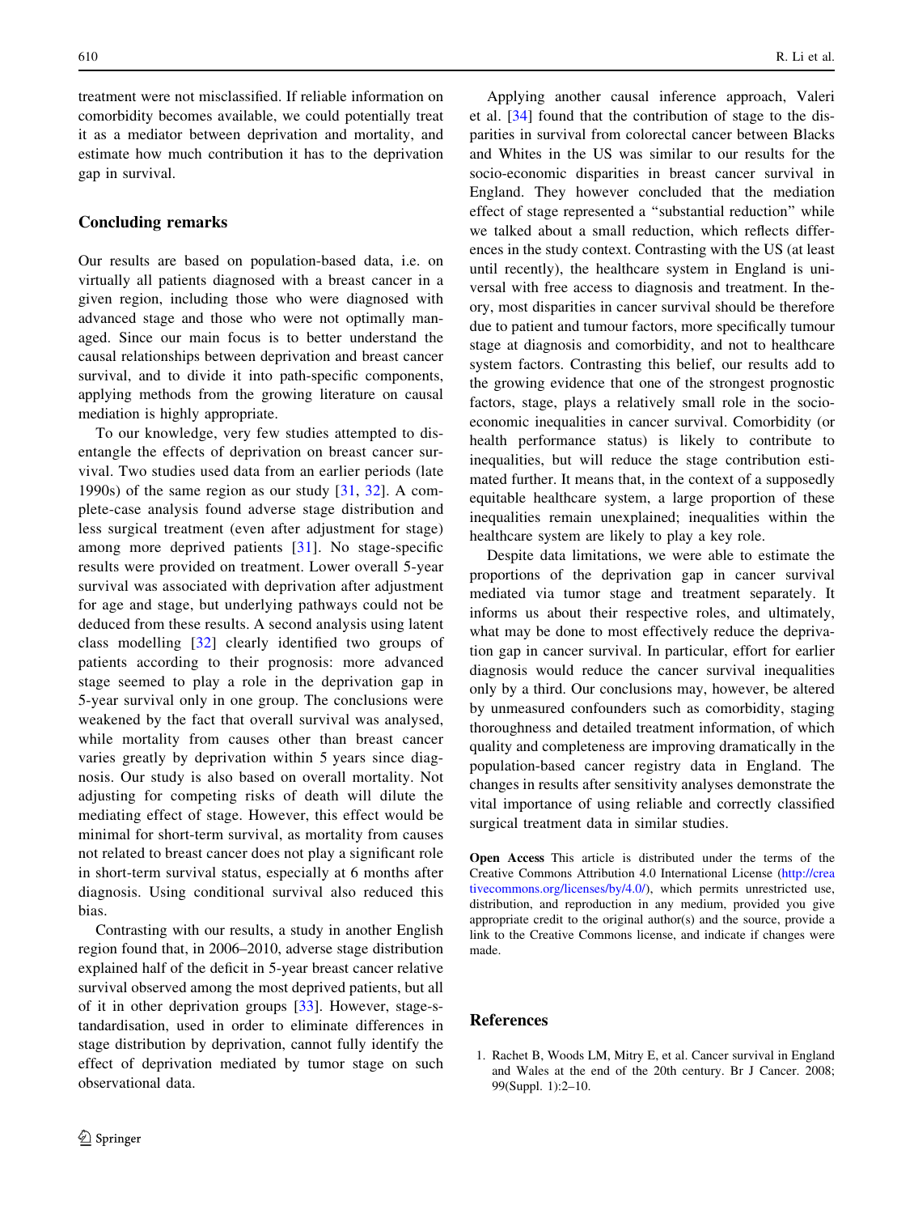treatment were not misclassified. If reliable information on comorbidity becomes available, we could potentially treat it as a mediator between deprivation and mortality, and estimate how much contribution it has to the deprivation gap in survival.

## Concluding remarks

Our results are based on population-based data, i.e. on virtually all patients diagnosed with a breast cancer in a given region, including those who were diagnosed with advanced stage and those who were not optimally managed. Since our main focus is to better understand the causal relationships between deprivation and breast cancer survival, and to divide it into path-specific components, applying methods from the growing literature on causal mediation is highly appropriate.

To our knowledge, very few studies attempted to disentangle the effects of deprivation on breast cancer survival. Two studies used data from an earlier periods (late 1990s) of the same region as our study [31, 32]. A complete-case analysis found adverse stage distribution and less surgical treatment (even after adjustment for stage) among more deprived patients [31]. No stage-specific results were provided on treatment. Lower overall 5-year survival was associated with deprivation after adjustment for age and stage, but underlying pathways could not be deduced from these results. A second analysis using latent class modelling [32] clearly identified two groups of patients according to their prognosis: more advanced stage seemed to play a role in the deprivation gap in 5-year survival only in one group. The conclusions were weakened by the fact that overall survival was analysed, while mortality from causes other than breast cancer varies greatly by deprivation within 5 years since diagnosis. Our study is also based on overall mortality. Not adjusting for competing risks of death will dilute the mediating effect of stage. However, this effect would be minimal for short-term survival, as mortality from causes not related to breast cancer does not play a significant role in short-term survival status, especially at 6 months after diagnosis. Using conditional survival also reduced this bias.

Contrasting with our results, a study in another English region found that, in 2006–2010, adverse stage distribution explained half of the deficit in 5-year breast cancer relative survival observed among the most deprived patients, but all of it in other deprivation groups [33]. However, stage-standardisation, used in order to eliminate differences in stage distribution by deprivation, cannot fully identify the effect of deprivation mediated by tumor stage on such observational data.

Applying another causal inference approach, Valeri et al. [34] found that the contribution of stage to the disparities in survival from colorectal cancer between Blacks and Whites in the US was similar to our results for the socio-economic disparities in breast cancer survival in England. They however concluded that the mediation effect of stage represented a "substantial reduction" while we talked about a small reduction, which reflects differences in the study context. Contrasting with the US (at least until recently), the healthcare system in England is universal with free access to diagnosis and treatment. In theory, most disparities in cancer survival should be therefore due to patient and tumour factors, more specifically tumour stage at diagnosis and comorbidity, and not to healthcare system factors. Contrasting this belief, our results add to the growing evidence that one of the strongest prognostic factors, stage, plays a relatively small role in the socio-economic inequalities in cancer survival. Comorbidity (or health performance status) is likely to contribute to inequalities, but will reduce the stage contribution estimated further. It means that, in the context of a supposedly equitable healthcare system, a large proportion of these inequalities remain unexplained; inequalities within the healthcare system are likely to play a key role.

Despite data limitations, we were able to estimate the proportions of the deprivation gap in cancer survival mediated via tumor stage and treatment separately. It informs us about their respective roles, and ultimately, what may be done to most effectively reduce the deprivation gap in cancer survival. In particular, effort for earlier diagnosis would reduce the cancer survival inequalities only by a third. Our conclusions may, however, be altered by unmeasured confounders such as comorbidity, staging thoroughness and detailed treatment information, of which quality and completeness are improving dramatically in the population-based cancer registry data in England. The changes in results after sensitivity analyses demonstrate the vital importance of using reliable and correctly classified surgical treatment data in similar studies.

**Open Access** This article is distributed under the terms of the Creative Commons Attribution 4.0 International License (http://creativecommons.org/licenses/by/4.0/), which permits unrestricted use, distribution, and reproduction in any medium, provided you give appropriate credit to the original author(s) and the source, provide a link to the Creative Commons license, and indicate if changes were made.

## References

1. Rachet B, Woods LM, Mitry E, et al. Cancer survival in England and Wales at the end of the 20th century. Br J Cancer. 2008; 99(Suppl. 1):2–10.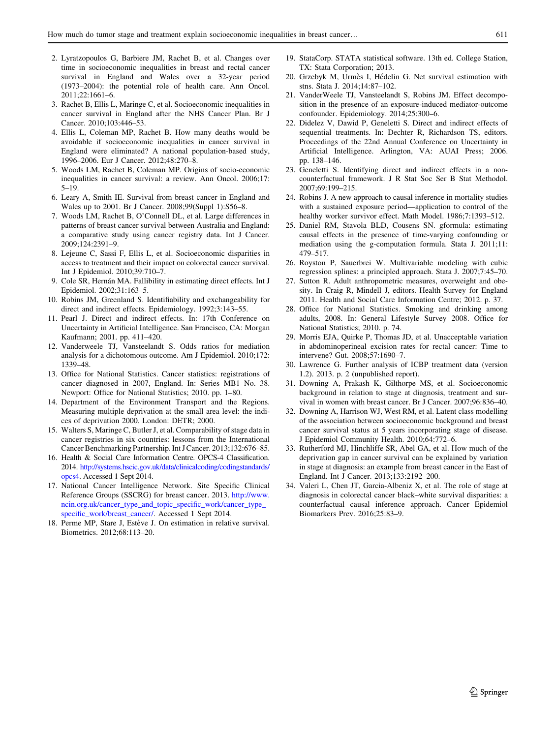2. Lyratzopoulos G, Barbiere JM, Rachet B, et al. Changes over time in socioeconomic inequalities in breast and rectal cancer survival in England and Wales over a 32-year period (1973–2004): the potential role of health care. Ann Oncol. 2011;22:1661–6.
3. Rachet B, Ellis L, Maringe C, et al. Socioeconomic inequalities in cancer survival in England after the NHS Cancer Plan. Br J Cancer. 2010;103:446–53.
4. Ellis L, Coleman MP, Rachet B. How many deaths would be avoidable if socioeconomic inequalities in cancer survival in England were eliminated? A national population-based study, 1996–2006. Eur J Cancer. 2012;48:270–8.
5. Woods LM, Rachet B, Coleman MP. Origins of socio-economic inequalities in cancer survival: a review. Ann Oncol. 2006;17:5–19.
6. Leary A, Smith IE. Survival from breast cancer in England and Wales up to 2001. Br J Cancer. 2008;99(Suppl 1):S56–8.
7. Woods LM, Rachet B, O'Connell DL, et al. Large differences in patterns of breast cancer survival between Australia and England: a comparative study using cancer registry data. Int J Cancer. 2009;124:2391–9.
8. Lejeune C, Sassi F, Ellis L, et al. Socioeconomic disparities in access to treatment and their impact on colorectal cancer survival. Int J Epidemiol. 2010;39:710–7.
9. Cole SR, Hernán MA. Fallibility in estimating direct effects. Int J Epidemiol. 2002;31:163–5.
10. Robins JM, Greenland S. Identifiability and exchangeability for direct and indirect effects. Epidemiology. 1992;3:143–55.
11. Pearl J. Direct and indirect effects. In: 17th Conference on Uncertainty in Artificial Intelligence. San Francisco, CA: Morgan Kaufmann; 2001. pp. 411–420.
12. Vanderweele TJ, Vansteelandt S. Odds ratios for mediation analysis for a dichotomous outcome. Am J Epidemiol. 2010;172:1339–48.
13. Office for National Statistics. Cancer statistics: registrations of cancer diagnosed in 2007, England. In: Series MB1 No. 38. Newport: Office for National Statistics; 2010. pp. 1–80.
14. Department of the Environment Transport and the Regions. Measuring multiple deprivation at the small area level: the indices of deprivation 2000. London: DETR; 2000.
15. Walters S, Maringe C, Butler J, et al. Comparability of stage data in cancer registries in six countries: lessons from the International Cancer Benchmarking Partnership. Int J Cancer. 2013;132:676–85.
16. Health & Social Care Information Centre. OPCS-4 Classification. 2014. http://systems.hscic.gov.uk/data/clinicalcoding/codingstandards/opcs4. Accessed 1 Sept 2014.
17. National Cancer Intelligence Network. Site Specific Clinical Reference Groups (SSCRG) for breast cancer. 2013. http://www.ncin.org.uk/cancer_type_and_topic_specific_work/cancer_type_specific_work/breast_cancer/. Accessed 1 Sept 2014.
18. Perme MP, Stare J, Estève J. On estimation in relative survival. Biometrics. 2012;68:113–20.
19. StataCorp. STATA statistical software. 13th ed. College Station, TX: Stata Corporation; 2013.
20. Grzebyk M, Urmès I, Hédelin G. Net survival estimation with stns. Stata J. 2014;14:87–102.
21. VanderWeele TJ, Vansteelandt S, Robins JM. Effect decomposition in the presence of an exposure-induced mediator-outcome confounder. Epidemiology. 2014;25:300–6.
22. Didelez V, Dawid P, Geneletti S. Direct and indirect effects of sequential treatments. In: Dechter R, Richardson TS, editors. Proceedings of the 22nd Annual Conference on Uncertainty in Artificial Intelligence. Arlington, VA: AUAI Press; 2006. pp. 138–146.
23. Geneletti S. Identifying direct and indirect effects in a non-counterfactual framework. J R Stat Soc Ser B Stat Methodol. 2007;69:199–215.
24. Robins J. A new approach to causal inference in mortality studies with a sustained exposure period—application to control of the healthy worker survivor effect. Math Model. 1986;7:1393–512.
25. Daniel RM, Stavola BLD, Cousens SN. gformula: estimating causal effects in the presence of time-varying confounding or mediation using the g-computation formula. Stata J. 2011;11:479–517.
26. Royston P, Sauerbrei W. Multivariable modeling with cubic regression splines: a principled approach. Stata J. 2007;7:45–70.
27. Sutton R. Adult anthropometric measures, overweight and obesity. In Craig R, Mindell J, editors. Health Survey for England 2011. Health and Social Care Information Centre; 2012. p. 37.
28. Office for National Statistics. Smoking and drinking among adults, 2008. In: General Lifestyle Survey 2008. Office for National Statistics; 2010. p. 74.
29. Morris EJA, Quirke P, Thomas JD, et al. Unacceptable variation in abdominoperineal excision rates for rectal cancer: Time to intervene? Gut. 2008;57:1690–7.
30. Lawrence G. Further analysis of ICBP treatment data (version 1.2). 2013. p. 2 (unpublished report).
31. Downing A, Prakash K, Gilthorpe MS, et al. Socioeconomic background in relation to stage at diagnosis, treatment and survival in women with breast cancer. Br J Cancer. 2007;96:836–40.
32. Downing A, Harrison WJ, West RM, et al. Latent class modelling of the association between socioeconomic background and breast cancer survival status at 5 years incorporating stage of disease. J Epidemiol Community Health. 2010;64:772–6.
33. Rutherford MJ, Hinchliffe SR, Abel GA, et al. How much of the deprivation gap in cancer survival can be explained by variation in stage at diagnosis: an example from breast cancer in the East of England. Int J Cancer. 2013;133:2192–200.
34. Valeri L, Chen JT, Garcia-Albeniz X, et al. The role of stage at diagnosis in colorectal cancer black–white survival disparities: a counterfactual causal inference approach. Cancer Epidemiol Biomarkers Prev. 2016;25:83–9.